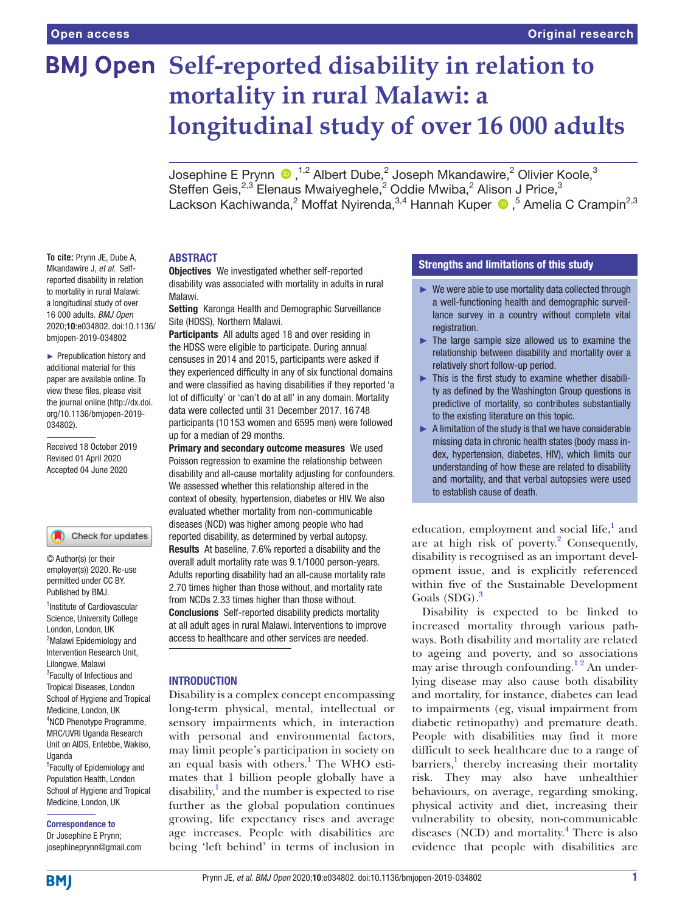Open access | Original research

# Self-reported disability in relation to mortality in rural Malawi: a longitudinal study of over 16 000 adults

Josephine E Prynn,[1,2] Albert Dube,[2] Joseph Mkandawire,[2] Olivier Koole,[3] Steffen Geis,[2,3] Elenaus Mwaiyeghele,[2] Oddie Mwiba,[2] Alison J Price,[3] Lackson Kachiwanda,[2] Moffat Nyirenda,[3,4] Hannah Kuper,[5] Amelia C Crampin[2,3]

**To cite:** Prynn JE, Dube A, Mkandawire J, *et al*. Self-reported disability in relation to mortality in rural Malawi: a longitudinal study of over 16 000 adults. *BMJ Open* 2020;**10**:e034802. doi:10.1136/bmjopen-2019-034802

► Prepublication history and additional material for this paper are available online. To view these files, please visit the journal online (http://dx.doi.org/10.1136/bmjopen-2019-034802).

Received 18 October 2019
Revised 01 April 2020
Accepted 04 June 2020

© Author(s) (or their employer(s)) 2020. Re-use permitted under CC BY. Published by BMJ.

[1]Institute of Cardiovascular Science, University College London, London, UK
[2]Malawi Epidemiology and Intervention Research Unit, Lilongwe, Malawi
[3]Faculty of Infectious and Tropical Diseases, London School of Hygiene and Tropical Medicine, London, UK
[4]NCD Phenotype Programme, MRC/UVRI Uganda Research Unit on AIDS, Entebbe, Wakiso, Uganda
[5]Faculty of Epidemiology and Population Health, London School of Hygiene and Tropical Medicine, London, UK

**Correspondence to**
Dr Josephine E Prynn;
josephineprynn@gmail.com

## ABSTRACT

**Objectives** We investigated whether self-reported disability was associated with mortality in adults in rural Malawi.

**Setting** Karonga Health and Demographic Surveillance Site (HDSS), Northern Malawi.

**Participants** All adults aged 18 and over residing in the HDSS were eligible to participate. During annual censuses in 2014 and 2015, participants were asked if they experienced difficulty in any of six functional domains and were classified as having disabilities if they reported 'a lot of difficulty' or 'can't do at all' in any domain. Mortality data were collected until 31 December 2017. 16 748 participants (10 153 women and 6595 men) were followed up for a median of 29 months.

**Primary and secondary outcome measures** We used Poisson regression to examine the relationship between disability and all-cause mortality adjusting for confounders. We assessed whether this relationship altered in the context of obesity, hypertension, diabetes or HIV. We also evaluated whether mortality from non-communicable diseases (NCD) was higher among people who had reported disability, as determined by verbal autopsy.

**Results** At baseline, 7.6% reported a disability and the overall adult mortality rate was 9.1/1000 person-years. Adults reporting disability had an all-cause mortality rate 2.70 times higher than those without, and mortality rate from NCDs 2.33 times higher than those without.

**Conclusions** Self-reported disability predicts mortality at all adult ages in rural Malawi. Interventions to improve access to healthcare and other services are needed.

## Strengths and limitations of this study

- ► We were able to use mortality data collected through a well-functioning health and demographic surveillance survey in a country without complete vital registration.
- ► The large sample size allowed us to examine the relationship between disability and mortality over a relatively short follow-up period.
- ► This is the first study to examine whether disability as defined by the Washington Group questions is predictive of mortality, so contributes substantially to the existing literature on this topic.
- ► A limitation of the study is that we have considerable missing data in chronic health states (body mass index, hypertension, diabetes, HIV), which limits our understanding of how these are related to disability and mortality, and that verbal autopsies were used to establish cause of death.

## INTRODUCTION

Disability is a complex concept encompassing long-term physical, mental, intellectual or sensory impairments which, in interaction with personal and environmental factors, may limit people's participation in society on an equal basis with others.[1] The WHO estimates that 1 billion people globally have a disability,[1] and the number is expected to rise further as the global population continues growing, life expectancy rises and average age increases. People with disabilities are being 'left behind' in terms of inclusion in education, employment and social life,[1] and are at high risk of poverty.[2] Consequently, disability is recognised as an important development issue, and is explicitly referenced within five of the Sustainable Development Goals (SDG).[3]

Disability is expected to be linked to increased mortality through various pathways. Both disability and mortality are related to ageing and poverty, and so associations may arise through confounding.[1,2] An underlying disease may also cause both disability and mortality, for instance, diabetes can lead to impairments (eg, visual impairment from diabetic retinopathy) and premature death. People with disabilities may find it more difficult to seek healthcare due to a range of barriers,[1] thereby increasing their mortality risk. They may also have unhealthier behaviours, on average, regarding smoking, physical activity and diet, increasing their vulnerability to obesity, non-communicable diseases (NCD) and mortality.[4] There is also evidence that people with disabilities are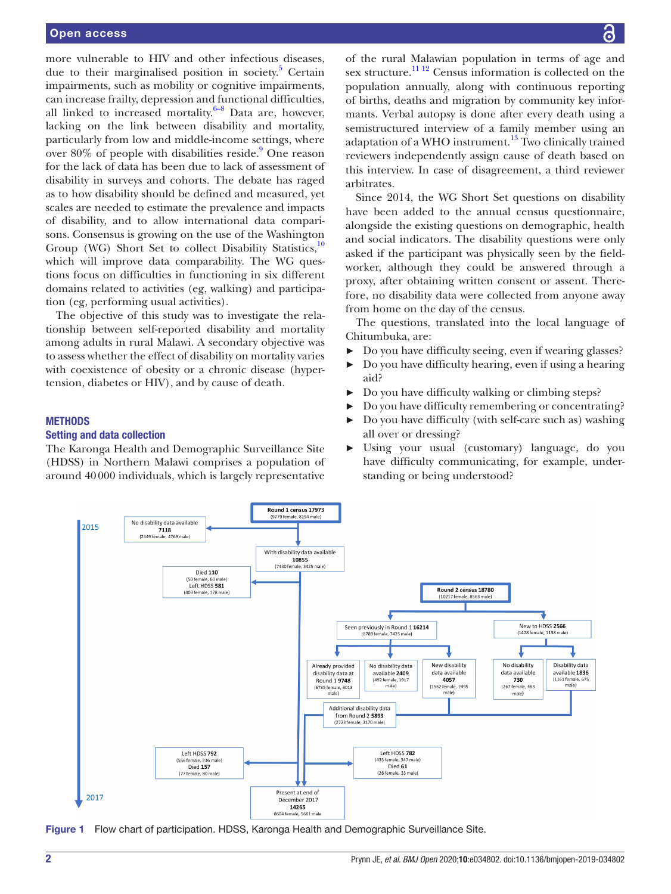more vulnerable to HIV and other infectious diseases, due to their marginalised position in society.[5] Certain impairments, such as mobility or cognitive impairments, can increase frailty, depression and functional difficulties, all linked to increased mortality.[6–8] Data are, however, lacking on the link between disability and mortality, particularly from low and middle-income settings, where over 80% of people with disabilities reside.[9] One reason for the lack of data has been due to lack of assessment of disability in surveys and cohorts. The debate has raged as to how disability should be defined and measured, yet scales are needed to estimate the prevalence and impacts of disability, and to allow international data comparisons. Consensus is growing on the use of the Washington Group (WG) Short Set to collect Disability Statistics,[10] which will improve data comparability. The WG questions focus on difficulties in functioning in six different domains related to activities (eg, walking) and participation (eg, performing usual activities).

The objective of this study was to investigate the relationship between self-reported disability and mortality among adults in rural Malawi. A secondary objective was to assess whether the effect of disability on mortality varies with coexistence of obesity or a chronic disease (hypertension, diabetes or HIV), and by cause of death.

## METHODS

### Setting and data collection

The Karonga Health and Demographic Surveillance Site (HDSS) in Northern Malawi comprises a population of around 40 000 individuals, which is largely representative of the rural Malawian population in terms of age and sex structure.[11 12] Census information is collected on the population annually, along with continuous reporting of births, deaths and migration by community key informants. Verbal autopsy is done after every death using a semistructured interview of a family member using an adaptation of a WHO instrument.[13] Two clinically trained reviewers independently assign cause of death based on this interview. In case of disagreement, a third reviewer arbitrates.

Since 2014, the WG Short Set questions on disability have been added to the annual census questionnaire, alongside the existing questions on demographic, health and social indicators. The disability questions were only asked if the participant was physically seen by the fieldworker, although they could be answered through a proxy, after obtaining written consent or assent. Therefore, no disability data were collected from anyone away from home on the day of the census.

The questions, translated into the local language of Chitumbuka, are:

- Do you have difficulty seeing, even if wearing glasses?
- Do you have difficulty hearing, even if using a hearing aid?
- Do you have difficulty walking or climbing steps?
- Do you have difficulty remembering or concentrating?
- Do you have difficulty (with self-care such as) washing all over or dressing?
- Using your usual (customary) language, do you have difficulty communicating, for example, understanding or being understood?

2015

Round 1 census 17973 (9779 female, 8194 male)

No disability data available 7118 (2349 female, 4769 male)

With disability data available 10855 (7430 female, 3425 male)

Died 110 (50 female, 60 male) Left HDSS 581 (403 female, 178 male)

Round 2 census 18780 (10217 female, 8563 male)

Seen previously in Round 1 16214 (8789 female, 7425 male)

New to HDSS 2566 (1428 female, 1138 male)

Already provided disability data at Round 1 9748 (6735 female, 3013 male)

No disability data available 2409 (492 female, 1917 male)

New disability data available 4057 (1562 female, 2495 male)

No disability data available 730 (267 female, 463 male)

Disability data available 1836 (1161 female, 675 male)

Additional disability data from Round 2 5893 (2723 female, 3170 male)

Left HDSS 792 (556 female, 236 male) Died 157 (77 female, 80 male)

Left HDSS 782 (435 female, 347 male) Died 61 (28 female, 33 male)

Present at end of December 2017 14265 8604 female, 5661 male

2017

Figure 1 Flow chart of participation. HDSS, Karonga Health and Demographic Surveillance Site.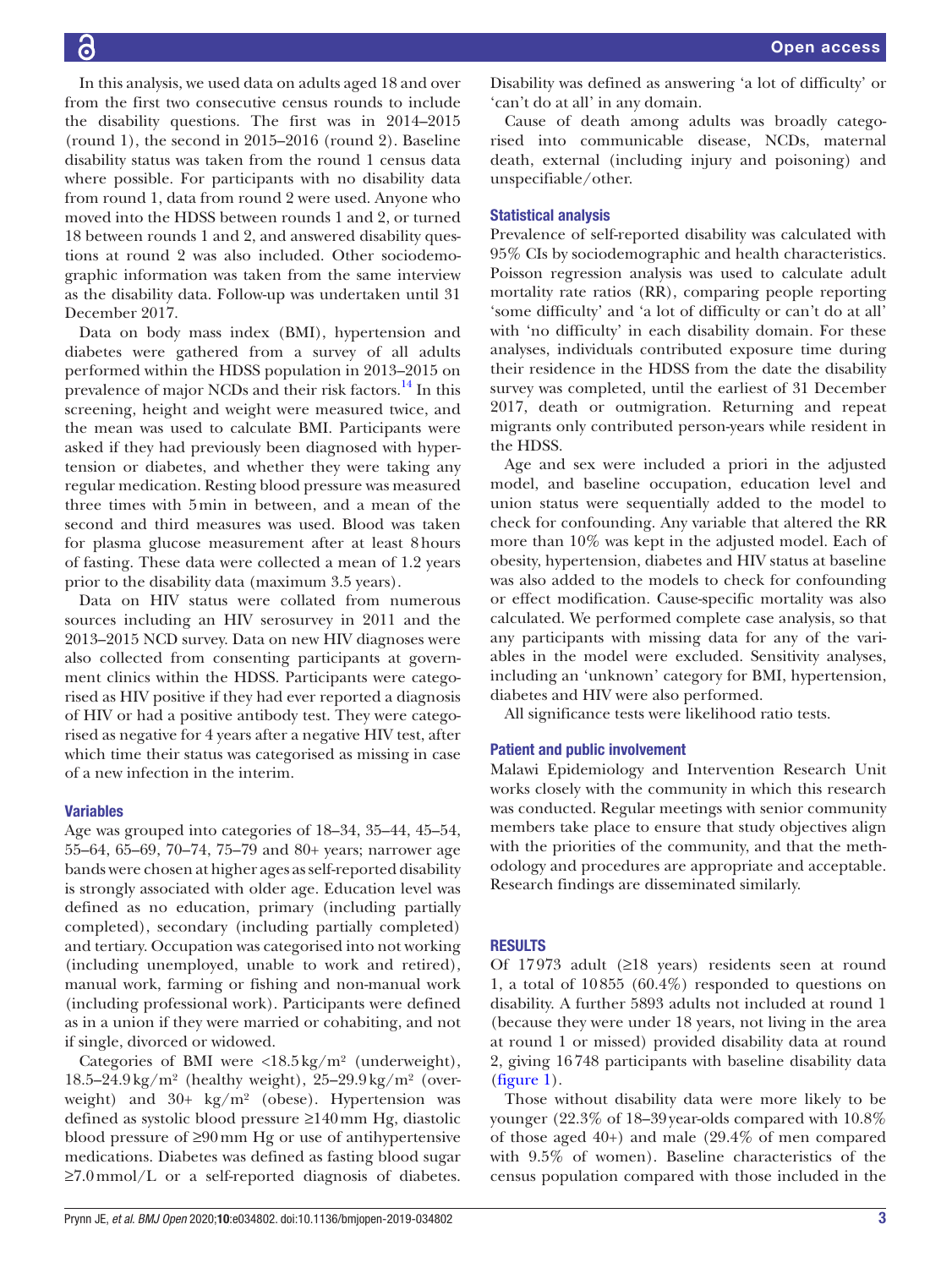In this analysis, we used data on adults aged 18 and over from the first two consecutive census rounds to include the disability questions. The first was in 2014–2015 (round 1), the second in 2015–2016 (round 2). Baseline disability status was taken from the round 1 census data where possible. For participants with no disability data from round 1, data from round 2 were used. Anyone who moved into the HDSS between rounds 1 and 2, or turned 18 between rounds 1 and 2, and answered disability questions at round 2 was also included. Other sociodemographic information was taken from the same interview as the disability data. Follow-up was undertaken until 31 December 2017.

Data on body mass index (BMI), hypertension and diabetes were gathered from a survey of all adults performed within the HDSS population in 2013–2015 on prevalence of major NCDs and their risk factors.[14] In this screening, height and weight were measured twice, and the mean was used to calculate BMI. Participants were asked if they had previously been diagnosed with hypertension or diabetes, and whether they were taking any regular medication. Resting blood pressure was measured three times with 5 min in between, and a mean of the second and third measures was used. Blood was taken for plasma glucose measurement after at least 8 hours of fasting. These data were collected a mean of 1.2 years prior to the disability data (maximum 3.5 years).

Data on HIV status were collated from numerous sources including an HIV serosurvey in 2011 and the 2013–2015 NCD survey. Data on new HIV diagnoses were also collected from consenting participants at government clinics within the HDSS. Participants were categorised as HIV positive if they had ever reported a diagnosis of HIV or had a positive antibody test. They were categorised as negative for 4 years after a negative HIV test, after which time their status was categorised as missing in case of a new infection in the interim.

### Variables

Age was grouped into categories of 18–34, 35–44, 45–54, 55–64, 65–69, 70–74, 75–79 and 80+ years; narrower age bands were chosen at higher ages as self-reported disability is strongly associated with older age. Education level was defined as no education, primary (including partially completed), secondary (including partially completed) and tertiary. Occupation was categorised into not working (including unemployed, unable to work and retired), manual work, farming or fishing and non-manual work (including professional work). Participants were defined as in a union if they were married or cohabiting, and not if single, divorced or widowed.

Categories of BMI were $<18.5\,kg/m^2$ (underweight), $18.5–24.9\,kg/m^2$ (healthy weight), $25–29.9\,kg/m^2$ (overweight) and 30+ $kg/m^2$ (obese). Hypertension was defined as systolic blood pressure ≥140 mm Hg, diastolic blood pressure of ≥90 mm Hg or use of antihypertensive medications. Diabetes was defined as fasting blood sugar ≥7.0 mmol/L or a self-reported diagnosis of diabetes. Disability was defined as answering 'a lot of difficulty' or 'can't do at all' in any domain.

Cause of death among adults was broadly categorised into communicable disease, NCDs, maternal death, external (including injury and poisoning) and unspecifiable/other.

### Statistical analysis

Prevalence of self-reported disability was calculated with 95% CIs by sociodemographic and health characteristics. Poisson regression analysis was used to calculate adult mortality rate ratios (RR), comparing people reporting 'some difficulty' and 'a lot of difficulty or can't do at all' with 'no difficulty' in each disability domain. For these analyses, individuals contributed exposure time during their residence in the HDSS from the date the disability survey was completed, until the earliest of 31 December 2017, death or outmigration. Returning and repeat migrants only contributed person-years while resident in the HDSS.

Age and sex were included a priori in the adjusted model, and baseline occupation, education level and union status were sequentially added to the model to check for confounding. Any variable that altered the RR more than 10% was kept in the adjusted model. Each of obesity, hypertension, diabetes and HIV status at baseline was also added to the models to check for confounding or effect modification. Cause-specific mortality was also calculated. We performed complete case analysis, so that any participants with missing data for any of the variables in the model were excluded. Sensitivity analyses, including an 'unknown' category for BMI, hypertension, diabetes and HIV were also performed.

All significance tests were likelihood ratio tests.

### Patient and public involvement

Malawi Epidemiology and Intervention Research Unit works closely with the community in which this research was conducted. Regular meetings with senior community members take place to ensure that study objectives align with the priorities of the community, and that the methodology and procedures are appropriate and acceptable. Research findings are disseminated similarly.

## RESULTS

Of 17 973 adult (≥18 years) residents seen at round 1, a total of 10 855 (60.4%) responded to questions on disability. A further 5893 adults not included at round 1 (because they were under 18 years, not living in the area at round 1 or missed) provided disability data at round 2, giving 16 748 participants with baseline disability data (figure 1).

Those without disability data were more likely to be younger (22.3% of 18–39 year-olds compared with 10.8% of those aged 40+) and male (29.4% of men compared with 9.5% of women). Baseline characteristics of the census population compared with those included in the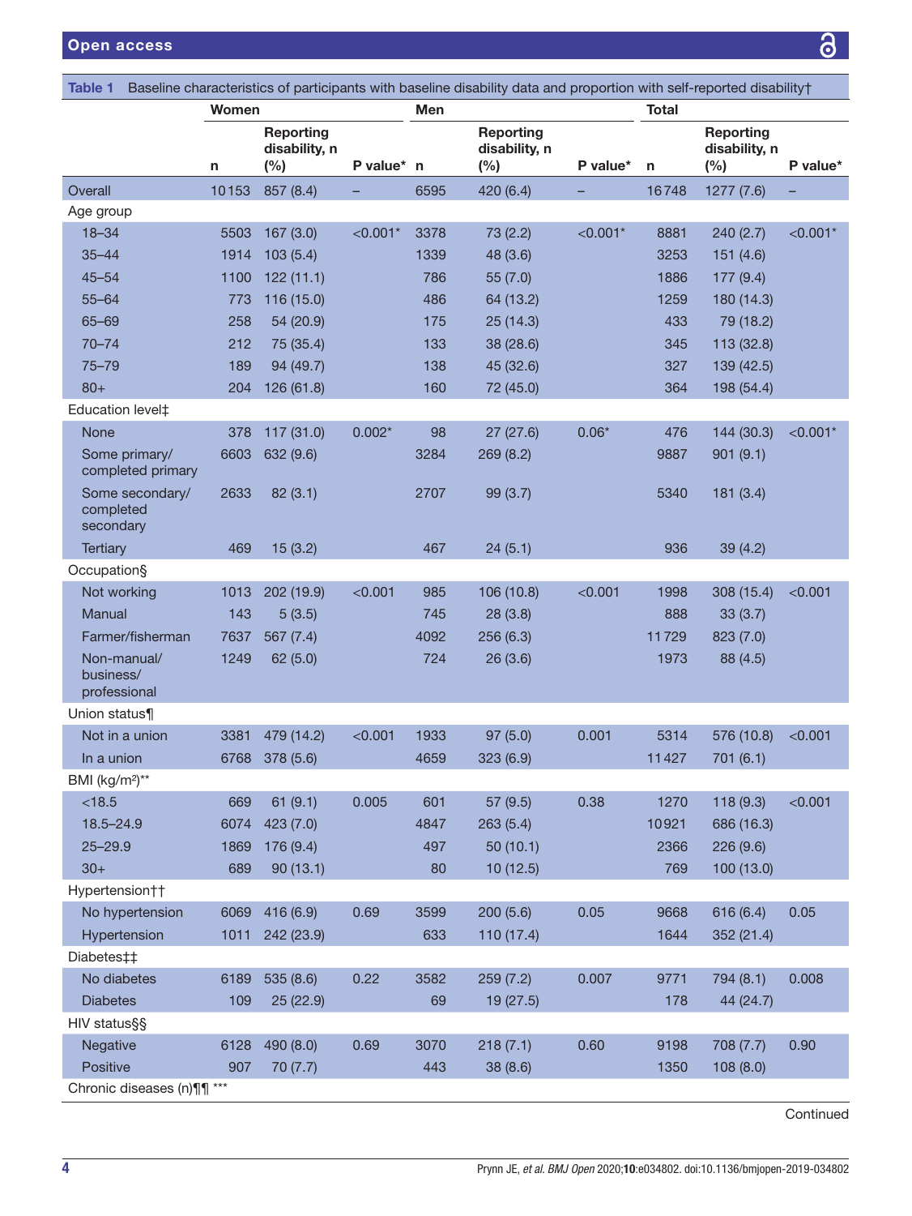**Table 1** Baseline characteristics of participants with baseline disability data and proportion with self-reported disability†

| | Women | | | Men | | | Total | | |
|---|---|---|---|---|---|---|---|---|---|
| | n | Reporting disability, n (%) | P value* | n | Reporting disability, n (%) | P value* | n | Reporting disability, n (%) | P value* |
| Overall | 10153 | 857 (8.4) | – | 6595 | 420 (6.4) | – | 16748 | 1277 (7.6) | – |
| Age group | | | | | | | | | |
| 18–34 | 5503 | 167 (3.0) | <0.001* | 3378 | 73 (2.2) | <0.001* | 8881 | 240 (2.7) | <0.001* |
| 35–44 | 1914 | 103 (5.4) | | 1339 | 48 (3.6) | | 3253 | 151 (4.6) | |
| 45–54 | 1100 | 122 (11.1) | | 786 | 55 (7.0) | | 1886 | 177 (9.4) | |
| 55–64 | 773 | 116 (15.0) | | 486 | 64 (13.2) | | 1259 | 180 (14.3) | |
| 65–69 | 258 | 54 (20.9) | | 175 | 25 (14.3) | | 433 | 79 (18.2) | |
| 70–74 | 212 | 75 (35.4) | | 133 | 38 (28.6) | | 345 | 113 (32.8) | |
| 75–79 | 189 | 94 (49.7) | | 138 | 45 (32.6) | | 327 | 139 (42.5) | |
| 80+ | 204 | 126 (61.8) | | 160 | 72 (45.0) | | 364 | 198 (54.4) | |
| Education level‡ | | | | | | | | | |
| None | 378 | 117 (31.0) | 0.002* | 98 | 27 (27.6) | 0.06* | 476 | 144 (30.3) | <0.001* |
| Some primary/completed primary | 6603 | 632 (9.6) | | 3284 | 269 (8.2) | | 9887 | 901 (9.1) | |
| Some secondary/completed secondary | 2633 | 82 (3.1) | | 2707 | 99 (3.7) | | 5340 | 181 (3.4) | |
| Tertiary | 469 | 15 (3.2) | | 467 | 24 (5.1) | | 936 | 39 (4.2) | |
| Occupation§ | | | | | | | | | |
| Not working | 1013 | 202 (19.9) | <0.001 | 985 | 106 (10.8) | <0.001 | 1998 | 308 (15.4) | <0.001 |
| Manual | 143 | 5 (3.5) | | 745 | 28 (3.8) | | 888 | 33 (3.7) | |
| Farmer/fisherman | 7637 | 567 (7.4) | | 4092 | 256 (6.3) | | 11729 | 823 (7.0) | |
| Non-manual/business/professional | 1249 | 62 (5.0) | | 724 | 26 (3.6) | | 1973 | 88 (4.5) | |
| Union status¶ | | | | | | | | | |
| Not in a union | 3381 | 479 (14.2) | <0.001 | 1933 | 97 (5.0) | 0.001 | 5314 | 576 (10.8) | <0.001 |
| In a union | 6768 | 378 (5.6) | | 4659 | 323 (6.9) | | 11427 | 701 (6.1) | |
| BMI (kg/m²)** | | | | | | | | | |
| <18.5 | 669 | 61 (9.1) | 0.005 | 601 | 57 (9.5) | 0.38 | 1270 | 118 (9.3) | <0.001 |
| 18.5–24.9 | 6074 | 423 (7.0) | | 4847 | 263 (5.4) | | 10921 | 686 (16.3) | |
| 25–29.9 | 1869 | 176 (9.4) | | 497 | 50 (10.1) | | 2366 | 226 (9.6) | |
| 30+ | 689 | 90 (13.1) | | 80 | 10 (12.5) | | 769 | 100 (13.0) | |
| Hypertension†† | | | | | | | | | |
| No hypertension | 6069 | 416 (6.9) | 0.69 | 3599 | 200 (5.6) | 0.05 | 9668 | 616 (6.4) | 0.05 |
| Hypertension | 1011 | 242 (23.9) | | 633 | 110 (17.4) | | 1644 | 352 (21.4) | |
| Diabetes‡‡ | | | | | | | | | |
| No diabetes | 6189 | 535 (8.6) | 0.22 | 3582 | 259 (7.2) | 0.007 | 9771 | 794 (8.1) | 0.008 |
| Diabetes | 109 | 25 (22.9) | | 69 | 19 (27.5) | | 178 | 44 (24.7) | |
| HIV status§§ | | | | | | | | | |
| Negative | 6128 | 490 (8.0) | 0.69 | 3070 | 218 (7.1) | 0.60 | 9198 | 708 (7.7) | 0.90 |
| Positive | 907 | 70 (7.7) | | 443 | 38 (8.6) | | 1350 | 108 (8.0) | |
| Chronic diseases (n)¶¶ *** | | | | | | | | | |

Continued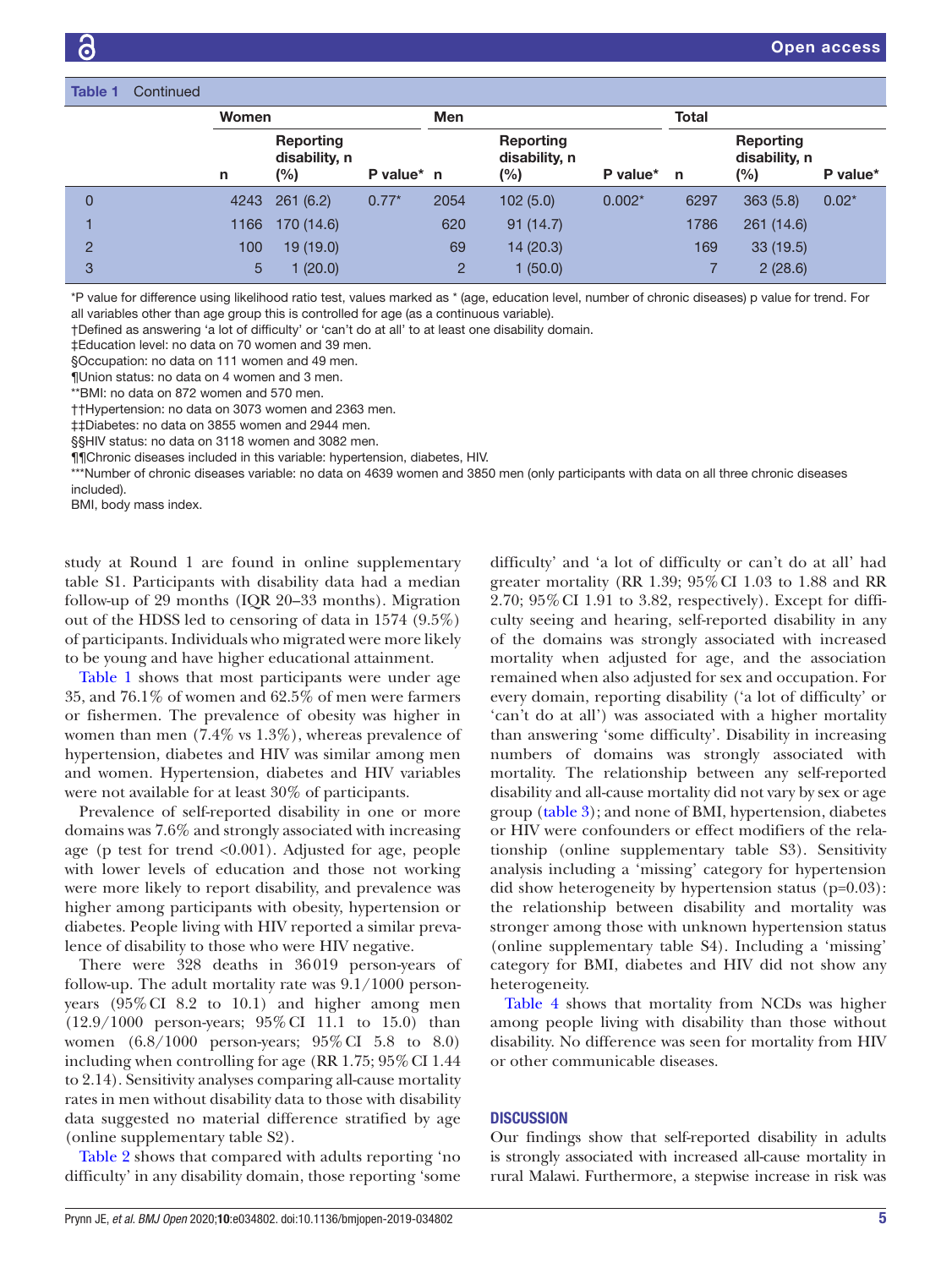**Table 1** Continued

| | Women | | | Men | | | Total | | |
|---|---|---|---|---|---|---|---|---|---|
| | n | Reporting disability, n (%) | P value* | n | Reporting disability, n (%) | P value* | n | Reporting disability, n (%) | P value* |
| 0 | 4243 | 261 (6.2) | 0.77* | 2054 | 102 (5.0) | 0.002* | 6297 | 363 (5.8) | 0.02* |
| 1 | 1166 | 170 (14.6) | | 620 | 91 (14.7) | | 1786 | 261 (14.6) | |
| 2 | 100 | 19 (19.0) | | 69 | 14 (20.3) | | 169 | 33 (19.5) | |
| 3 | 5 | 1 (20.0) | | 2 | 1 (50.0) | | 7 | 2 (28.6) | |

*P value for difference using likelihood ratio test, values marked as * (age, education level, number of chronic diseases) p value for trend. For all variables other than age group this is controlled for age (as a continuous variable).

†Defined as answering 'a lot of difficulty' or 'can't do at all' to at least one disability domain.

‡Education level: no data on 70 women and 39 men.

§Occupation: no data on 111 women and 49 men.

¶Union status: no data on 4 women and 3 men.

**BMI: no data on 872 women and 570 men.

††Hypertension: no data on 3073 women and 2363 men.

‡‡Diabetes: no data on 3855 women and 2944 men.

§§HIV status: no data on 3118 women and 3082 men.

¶¶Chronic diseases included in this variable: hypertension, diabetes, HIV.

***Number of chronic diseases variable: no data on 4639 women and 3850 men (only participants with data on all three chronic diseases included).

BMI, body mass index.

study at Round 1 are found in online supplementary table S1. Participants with disability data had a median follow-up of 29 months (IQR 20–33 months). Migration out of the HDSS led to censoring of data in 1574 (9.5%) of participants. Individuals who migrated were more likely to be young and have higher educational attainment.

Table 1 shows that most participants were under age 35, and 76.1% of women and 62.5% of men were farmers or fishermen. The prevalence of obesity was higher in women than men (7.4% vs 1.3%), whereas prevalence of hypertension, diabetes and HIV was similar among men and women. Hypertension, diabetes and HIV variables were not available for at least 30% of participants.

Prevalence of self-reported disability in one or more domains was 7.6% and strongly associated with increasing age (p test for trend <0.001). Adjusted for age, people with lower levels of education and those not working were more likely to report disability, and prevalence was higher among participants with obesity, hypertension or diabetes. People living with HIV reported a similar prevalence of disability to those who were HIV negative.

There were 328 deaths in 36 019 person-years of follow-up. The adult mortality rate was 9.1/1000 person-years (95% CI 8.2 to 10.1) and higher among men (12.9/1000 person-years; 95% CI 11.1 to 15.0) than women (6.8/1000 person-years; 95% CI 5.8 to 8.0) including when controlling for age (RR 1.75; 95% CI 1.44 to 2.14). Sensitivity analyses comparing all-cause mortality rates in men without disability data to those with disability data suggested no material difference stratified by age (online supplementary table S2).

Table 2 shows that compared with adults reporting 'no difficulty' in any disability domain, those reporting 'some difficulty' and 'a lot of difficulty or can't do at all' had greater mortality (RR 1.39; 95% CI 1.03 to 1.88 and RR 2.70; 95% CI 1.91 to 3.82, respectively). Except for difficulty seeing and hearing, self-reported disability in any of the domains was strongly associated with increased mortality when adjusted for age, and the association remained when also adjusted for sex and occupation. For every domain, reporting disability ('a lot of difficulty' or 'can't do at all') was associated with a higher mortality than answering 'some difficulty'. Disability in increasing numbers of domains was strongly associated with mortality. The relationship between any self-reported disability and all-cause mortality did not vary by sex or age group (table 3); and none of BMI, hypertension, diabetes or HIV were confounders or effect modifiers of the relationship (online supplementary table S3). Sensitivity analysis including a 'missing' category for hypertension did show heterogeneity by hypertension status (p=0.03): the relationship between disability and mortality was stronger among those with unknown hypertension status (online supplementary table S4). Including a 'missing' category for BMI, diabetes and HIV did not show any heterogeneity.

Table 4 shows that mortality from NCDs was higher among people living with disability than those without disability. No difference was seen for mortality from HIV or other communicable diseases.

## DISCUSSION

Our findings show that self-reported disability in adults is strongly associated with increased all-cause mortality in rural Malawi. Furthermore, a stepwise increase in risk was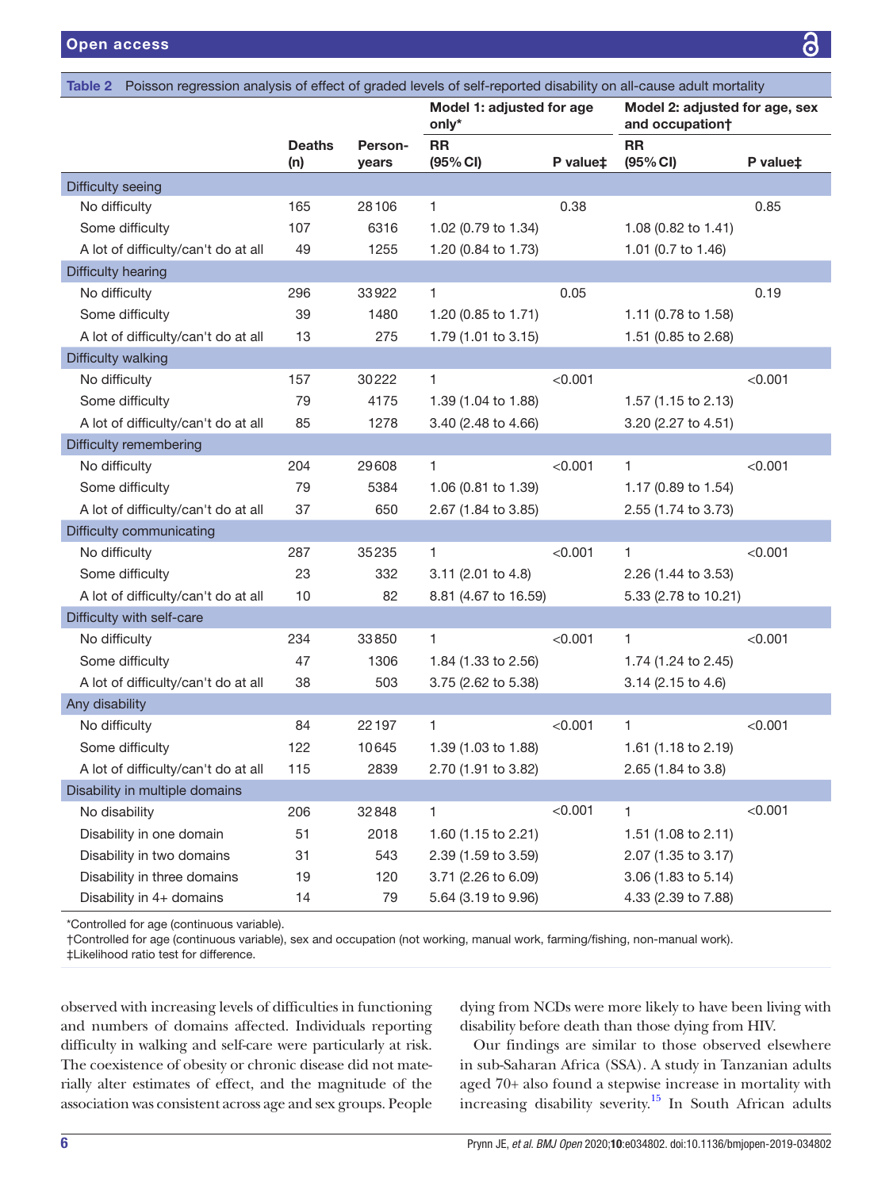**Table 2** Poisson regression analysis of effect of graded levels of self-reported disability on all-cause adult mortality

| | Deaths (n) | Person-years | Model 1: adjusted for age only* RR (95% CI) | P value‡ | Model 2: adjusted for age, sex and occupation† RR (95% CI) | P value‡ |
|---|---|---|---|---|---|---|
| **Difficulty seeing** | | | | | | |
| No difficulty | 165 | 28106 | 1 | 0.38 | | 0.85 |
| Some difficulty | 107 | 6316 | 1.02 (0.79 to 1.34) | | 1.08 (0.82 to 1.41) | |
| A lot of difficulty/can't do at all | 49 | 1255 | 1.20 (0.84 to 1.73) | | 1.01 (0.7 to 1.46) | |
| **Difficulty hearing** | | | | | | |
| No difficulty | 296 | 33922 | 1 | 0.05 | | 0.19 |
| Some difficulty | 39 | 1480 | 1.20 (0.85 to 1.71) | | 1.11 (0.78 to 1.58) | |
| A lot of difficulty/can't do at all | 13 | 275 | 1.79 (1.01 to 3.15) | | 1.51 (0.85 to 2.68) | |
| **Difficulty walking** | | | | | | |
| No difficulty | 157 | 30222 | 1 | <0.001 | | <0.001 |
| Some difficulty | 79 | 4175 | 1.39 (1.04 to 1.88) | | 1.57 (1.15 to 2.13) | |
| A lot of difficulty/can't do at all | 85 | 1278 | 3.40 (2.48 to 4.66) | | 3.20 (2.27 to 4.51) | |
| **Difficulty remembering** | | | | | | |
| No difficulty | 204 | 29608 | 1 | <0.001 | 1 | <0.001 |
| Some difficulty | 79 | 5384 | 1.06 (0.81 to 1.39) | | 1.17 (0.89 to 1.54) | |
| A lot of difficulty/can't do at all | 37 | 650 | 2.67 (1.84 to 3.85) | | 2.55 (1.74 to 3.73) | |
| **Difficulty communicating** | | | | | | |
| No difficulty | 287 | 35235 | 1 | <0.001 | 1 | <0.001 |
| Some difficulty | 23 | 332 | 3.11 (2.01 to 4.8) | | 2.26 (1.44 to 3.53) | |
| A lot of difficulty/can't do at all | 10 | 82 | 8.81 (4.67 to 16.59) | | 5.33 (2.78 to 10.21) | |
| **Difficulty with self-care** | | | | | | |
| No difficulty | 234 | 33850 | 1 | <0.001 | 1 | <0.001 |
| Some difficulty | 47 | 1306 | 1.84 (1.33 to 2.56) | | 1.74 (1.24 to 2.45) | |
| A lot of difficulty/can't do at all | 38 | 503 | 3.75 (2.62 to 5.38) | | 3.14 (2.15 to 4.6) | |
| **Any disability** | | | | | | |
| No difficulty | 84 | 22197 | 1 | <0.001 | 1 | <0.001 |
| Some difficulty | 122 | 10645 | 1.39 (1.03 to 1.88) | | 1.61 (1.18 to 2.19) | |
| A lot of difficulty/can't do at all | 115 | 2839 | 2.70 (1.91 to 3.82) | | 2.65 (1.84 to 3.8) | |
| **Disability in multiple domains** | | | | | | |
| No disability | 206 | 32848 | 1 | <0.001 | 1 | <0.001 |
| Disability in one domain | 51 | 2018 | 1.60 (1.15 to 2.21) | | 1.51 (1.08 to 2.11) | |
| Disability in two domains | 31 | 543 | 2.39 (1.59 to 3.59) | | 2.07 (1.35 to 3.17) | |
| Disability in three domains | 19 | 120 | 3.71 (2.26 to 6.09) | | 3.06 (1.83 to 5.14) | |
| Disability in 4+ domains | 14 | 79 | 5.64 (3.19 to 9.96) | | 4.33 (2.39 to 7.88) | |

*Controlled for age (continuous variable).
†Controlled for age (continuous variable), sex and occupation (not working, manual work, farming/fishing, non-manual work).
‡Likelihood ratio test for difference.

observed with increasing levels of difficulties in functioning and numbers of domains affected. Individuals reporting difficulty in walking and self-care were particularly at risk. The coexistence of obesity or chronic disease did not materially alter estimates of effect, and the magnitude of the association was consistent across age and sex groups. People dying from NCDs were more likely to have been living with disability before death than those dying from HIV.

Our findings are similar to those observed elsewhere in sub-Saharan Africa (SSA). A study in Tanzanian adults aged 70+ also found a stepwise increase in mortality with increasing disability severity.[15] In South African adults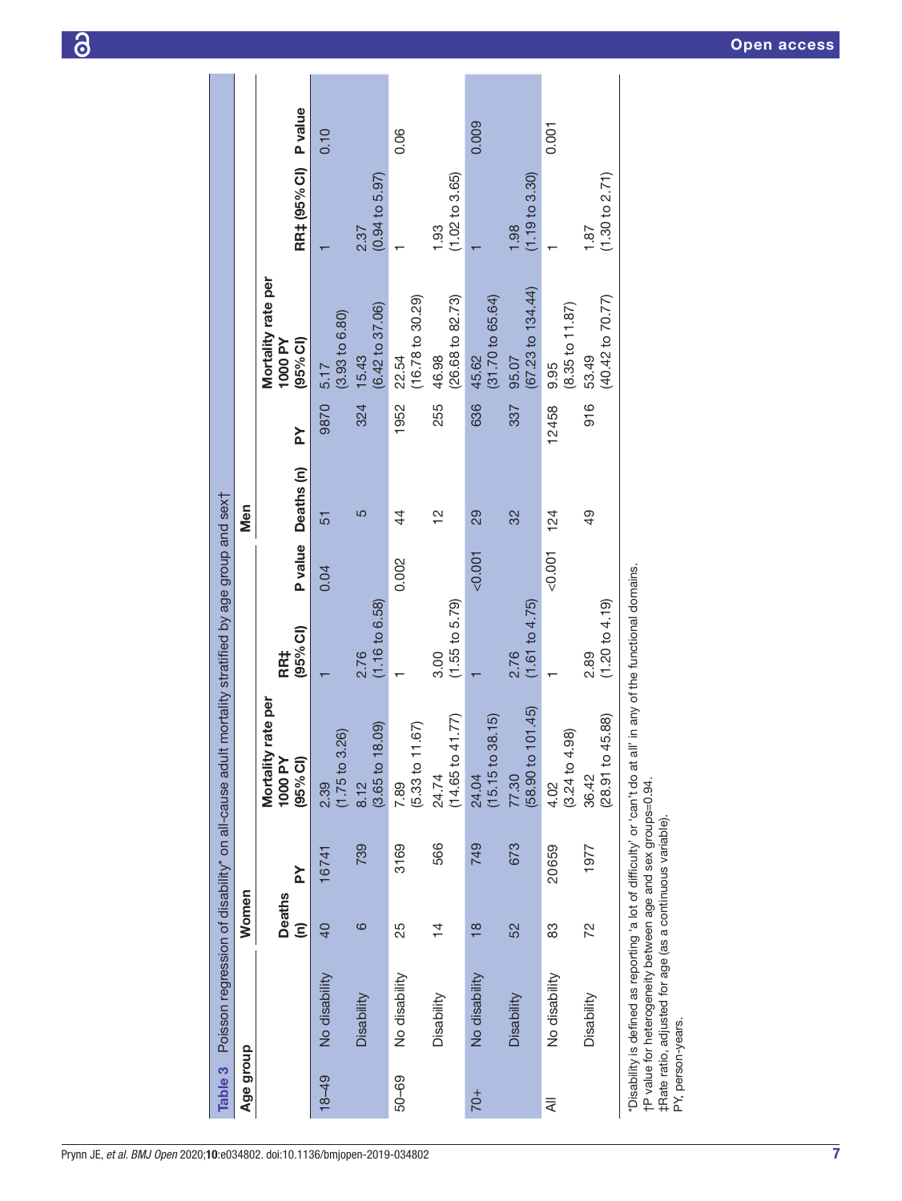**Table 3** Poisson regression of disability* on all-cause adult mortality stratified by age group and sex†

| Age group | | Women | | | | | Men | | | | |
|---|---|---|---|---|---|---|---|---|---|---|---|
| | | Deaths (n) | PY | Mortality rate per 1000 PY (95% CI) | RR‡ (95% CI) | P value | Deaths (n) | PY | Mortality rate per 1000 PY (95% CI) | RR‡ (95% CI) | P value |
| 18–49 | No disability | 40 | 16741 | 2.39 (1.75 to 3.26) | 1 | 0.04 | 51 | 9870 | 5.17 (3.93 to 6.80) | 1 | 0.10 |
| | Disability | 6 | 739 | 8.12 (3.65 to 18.09) | 2.76 (1.16 to 6.58) | | 5 | 324 | 15.43 (6.42 to 37.06) | 2.37 (0.94 to 5.97) | |
| 50–69 | No disability | 25 | 3169 | 7.89 (5.33 to 11.67) | 1 | 0.002 | 44 | 1952 | 22.54 (16.78 to 30.29) | 1 | 0.06 |
| | Disability | 14 | 566 | 24.74 (14.65 to 41.77) | 3.00 (1.55 to 5.79) | | 12 | 255 | 46.98 (26.68 to 82.73) | 1.93 (1.02 to 3.65) | |
| 70+ | No disability | 18 | 749 | 24.04 (15.15 to 38.15) | 1 | <0.001 | 29 | 636 | 45.62 (31.70 to 65.64) | 1 | 0.009 |
| | Disability | 52 | 673 | 77.30 (58.90 to 101.45) | 2.76 (1.61 to 4.75) | | 32 | 337 | 95.07 (67.23 to 134.44) | 1.98 (1.19 to 3.30) | |
| All | No disability | 83 | 20659 | 4.02 (3.24 to 4.98) | 1 | <0.001 | 124 | 12458 | 9.95 (8.35 to 11.87) | 1 | 0.001 |
| | Disability | 72 | 1977 | 36.42 (28.91 to 45.88) | 2.89 (1.20 to 4.19) | | 49 | 916 | 53.49 (40.42 to 70.77) | 1.87 (1.30 to 2.71) | |

*Disability is defined as reporting 'a lot of difficulty' or 'can't do at all' in any of the functional domains.
†P value for heterogeneity between age and sex groups=0.94.
‡Rate ratio, adjusted for age (as a continuous variable).
PY, person-years.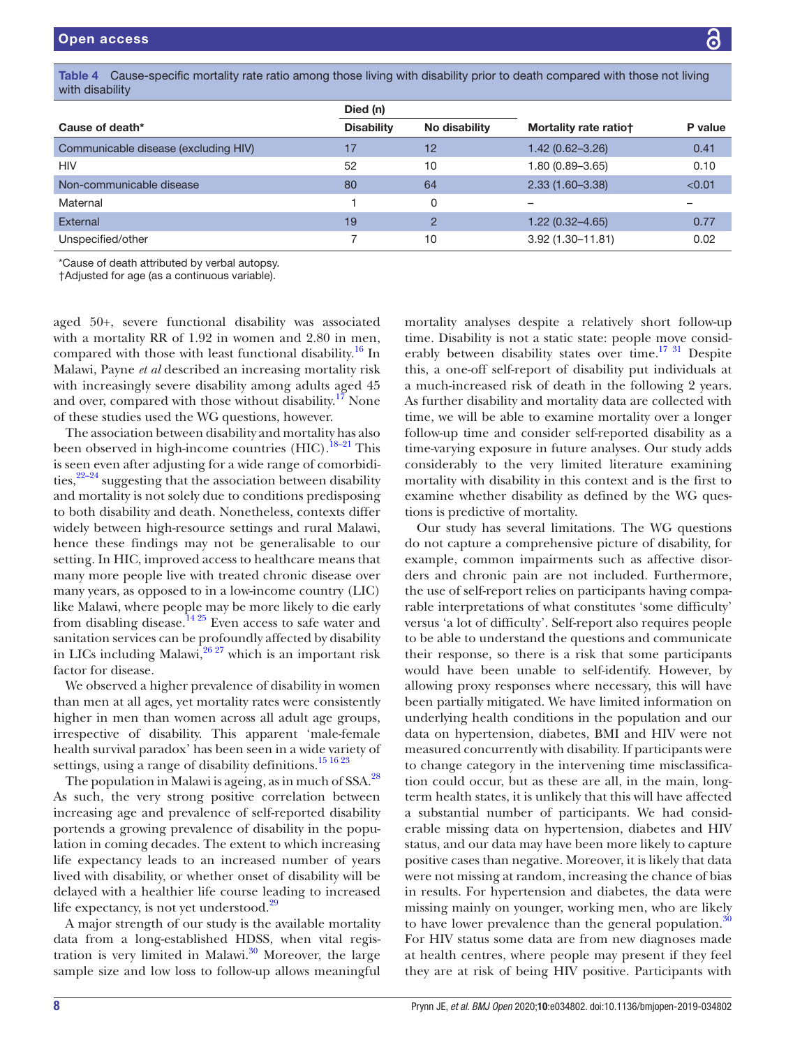Table 4 Cause-specific mortality rate ratio among those living with disability prior to death compared with those not living with disability

| Cause of death* | Died (n) | | Mortality rate ratio† | P value |
|---|---|---|---|---|
| | Disability | No disability | | |
| Communicable disease (excluding HIV) | 17 | 12 | 1.42 (0.62–3.26) | 0.41 |
| HIV | 52 | 10 | 1.80 (0.89–3.65) | 0.10 |
| Non-communicable disease | 80 | 64 | 2.33 (1.60–3.38) | <0.01 |
| Maternal | 1 | 0 | – | – |
| External | 19 | 2 | 1.22 (0.32–4.65) | 0.77 |
| Unspecified/other | 7 | 10 | 3.92 (1.30–11.81) | 0.02 |

*Cause of death attributed by verbal autopsy.
†Adjusted for age (as a continuous variable).

aged 50+, severe functional disability was associated with a mortality RR of 1.92 in women and 2.80 in men, compared with those with least functional disability.[16] In Malawi, Payne *et al* described an increasing mortality risk with increasingly severe disability among adults aged 45 and over, compared with those without disability.[17] None of these studies used the WG questions, however.

The association between disability and mortality has also been observed in high-income countries (HIC).[18–21] This is seen even after adjusting for a wide range of comorbidities,[22–24] suggesting that the association between disability and mortality is not solely due to conditions predisposing to both disability and death. Nonetheless, contexts differ widely between high-resource settings and rural Malawi, hence these findings may not be generalisable to our setting. In HIC, improved access to healthcare means that many more people live with treated chronic disease over many years, as opposed to in a low-income country (LIC) like Malawi, where people may be more likely to die early from disabling disease.[14 25] Even access to safe water and sanitation services can be profoundly affected by disability in LICs including Malawi,[26 27] which is an important risk factor for disease.

We observed a higher prevalence of disability in women than men at all ages, yet mortality rates were consistently higher in men than women across all adult age groups, irrespective of disability. This apparent 'male-female health survival paradox' has been seen in a wide variety of settings, using a range of disability definitions.[15 16 23]

The population in Malawi is ageing, as in much of SSA.[28] As such, the very strong positive correlation between increasing age and prevalence of self-reported disability portends a growing prevalence of disability in the population in coming decades. The extent to which increasing life expectancy leads to an increased number of years lived with disability, or whether onset of disability will be delayed with a healthier life course leading to increased life expectancy, is not yet understood.[29]

A major strength of our study is the available mortality data from a long-established HDSS, when vital registration is very limited in Malawi.[30] Moreover, the large sample size and low loss to follow-up allows meaningful mortality analyses despite a relatively short follow-up time. Disability is not a static state: people move considerably between disability states over time.[17 31] Despite this, a one-off self-report of disability put individuals at a much-increased risk of death in the following 2 years. As further disability and mortality data are collected with time, we will be able to examine mortality over a longer follow-up time and consider self-reported disability as a time-varying exposure in future analyses. Our study adds considerably to the very limited literature examining mortality with disability in this context and is the first to examine whether disability as defined by the WG questions is predictive of mortality.

Our study has several limitations. The WG questions do not capture a comprehensive picture of disability, for example, common impairments such as affective disorders and chronic pain are not included. Furthermore, the use of self-report relies on participants having comparable interpretations of what constitutes 'some difficulty' versus 'a lot of difficulty'. Self-report also requires people to be able to understand the questions and communicate their response, so there is a risk that some participants would have been unable to self-identify. However, by allowing proxy responses where necessary, this will have been partially mitigated. We have limited information on underlying health conditions in the population and our data on hypertension, diabetes, BMI and HIV were not measured concurrently with disability. If participants were to change category in the intervening time misclassification could occur, but as these are all, in the main, long-term health states, it is unlikely that this will have affected a substantial number of participants. We had considerable missing data on hypertension, diabetes and HIV status, and our data may have been more likely to capture positive cases than negative. Moreover, it is likely that data were not missing at random, increasing the chance of bias in results. For hypertension and diabetes, the data were missing mainly on younger, working men, who are likely to have lower prevalence than the general population.[30] For HIV status some data are from new diagnoses made at health centres, where people may present if they feel they are at risk of being HIV positive. Participants with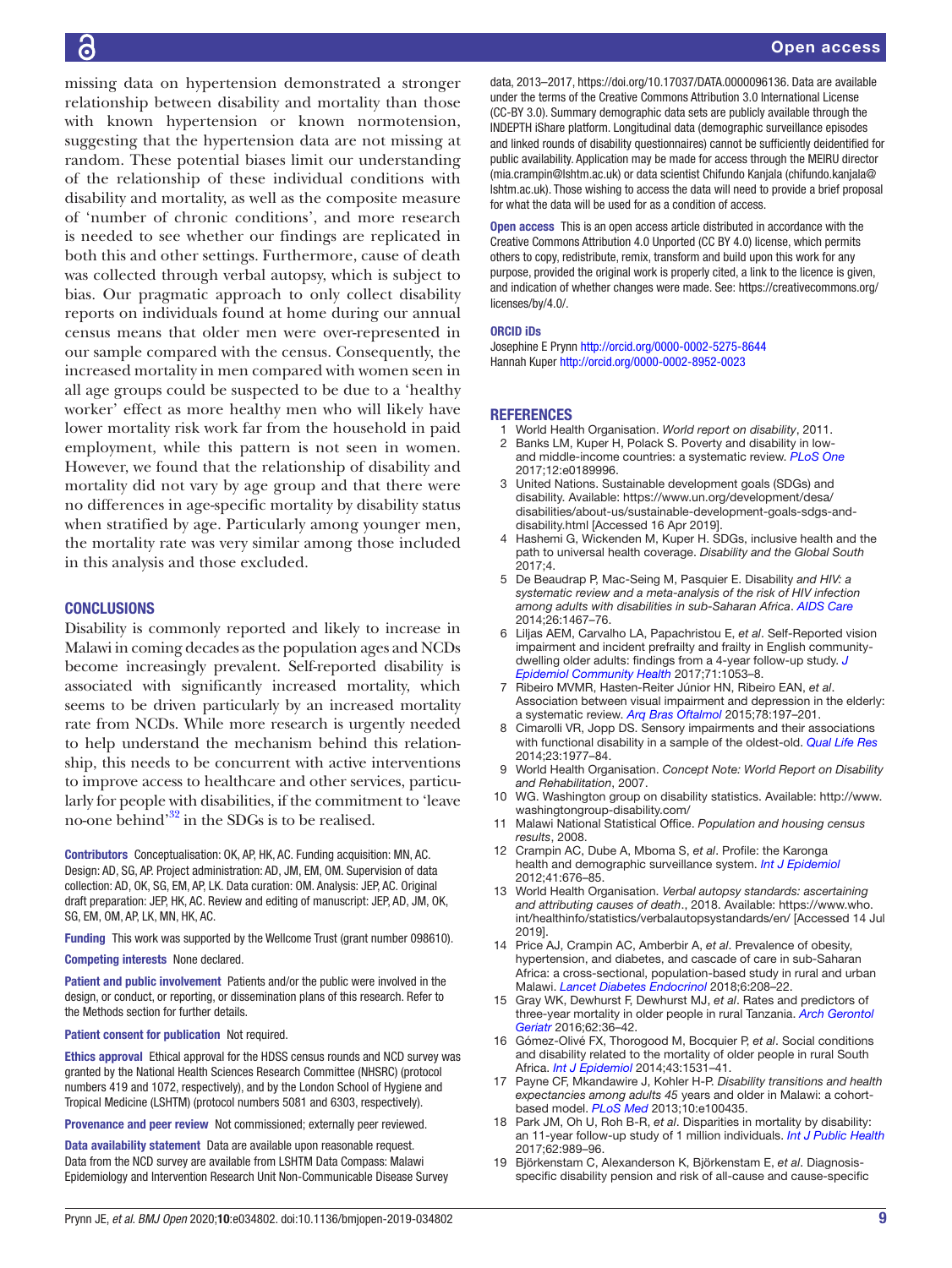missing data on hypertension demonstrated a stronger relationship between disability and mortality than those with known hypertension or known normotension, suggesting that the hypertension data are not missing at random. These potential biases limit our understanding of the relationship of these individual conditions with disability and mortality, as well as the composite measure of 'number of chronic conditions', and more research is needed to see whether our findings are replicated in both this and other settings. Furthermore, cause of death was collected through verbal autopsy, which is subject to bias. Our pragmatic approach to only collect disability reports on individuals found at home during our annual census means that older men were over-represented in our sample compared with the census. Consequently, the increased mortality in men compared with women seen in all age groups could be suspected to be due to a 'healthy worker' effect as more healthy men who will likely have lower mortality risk work far from the household in paid employment, while this pattern is not seen in women. However, we found that the relationship of disability and mortality did not vary by age group and that there were no differences in age-specific mortality by disability status when stratified by age. Particularly among younger men, the mortality rate was very similar among those included in this analysis and those excluded.

## CONCLUSIONS

Disability is commonly reported and likely to increase in Malawi in coming decades as the population ages and NCDs become increasingly prevalent. Self-reported disability is associated with significantly increased mortality, which seems to be driven particularly by an increased mortality rate from NCDs. While more research is urgently needed to help understand the mechanism behind this relationship, this needs to be concurrent with active interventions to improve access to healthcare and other services, particularly for people with disabilities, if the commitment to 'leave no-one behind'[32] in the SDGs is to be realised.

**Contributors** Conceptualisation: OK, AP, HK, AC. Funding acquisition: MN, AC. Design: AD, SG, AP. Project administration: AD, JM, EM, OM. Supervision of data collection: AD, OK, SG, EM, AP, LK. Data curation: OM. Analysis: JEP, AC. Original draft preparation: JEP, HK, AC. Review and editing of manuscript: JEP, AD, JM, OK, SG, EM, OM, AP, LK, MN, HK, AC.

**Funding** This work was supported by the Wellcome Trust (grant number 098610).

**Competing interests** None declared.

**Patient and public involvement** Patients and/or the public were involved in the design, or conduct, or reporting, or dissemination plans of this research. Refer to the Methods section for further details.

**Patient consent for publication** Not required.

**Ethics approval** Ethical approval for the HDSS census rounds and NCD survey was granted by the National Health Sciences Research Committee (NHSRC) (protocol numbers 419 and 1072, respectively), and by the London School of Hygiene and Tropical Medicine (LSHTM) (protocol numbers 5081 and 6303, respectively).

**Provenance and peer review** Not commissioned; externally peer reviewed.

**Data availability statement** Data are available upon reasonable request. Data from the NCD survey are available from LSHTM Data Compass: Malawi Epidemiology and Intervention Research Unit Non-Communicable Disease Survey data, 2013–2017, https://doi.org/10.17037/DATA.0000096136. Data are available under the terms of the Creative Commons Attribution 3.0 International License (CC-BY 3.0). Summary demographic data sets are publicly available through the INDEPTH iShare platform. Longitudinal data (demographic surveillance episodes and linked rounds of disability questionnaires) cannot be sufficiently deidentified for public availability. Application may be made for access through the MEIRU director (mia.crampin@lshtm.ac.uk) or data scientist Chifundo Kanjala (chifundo.kanjala@lshtm.ac.uk). Those wishing to access the data will need to provide a brief proposal for what the data will be used for as a condition of access.

**Open access** This is an open access article distributed in accordance with the Creative Commons Attribution 4.0 Unported (CC BY 4.0) license, which permits others to copy, redistribute, remix, transform and build upon this work for any purpose, provided the original work is properly cited, a link to the licence is given, and indication of whether changes were made. See: https://creativecommons.org/licenses/by/4.0/.

**ORCID iDs**

Josephine E Prynn http://orcid.org/0000-0002-5275-8644

Hannah Kuper http://orcid.org/0000-0002-8952-0023

## REFERENCES

1. World Health Organisation. *World report on disability*, 2011.
2. Banks LM, Kuper H, Polack S. Poverty and disability in low- and middle-income countries: a systematic review. *PLoS One* 2017;12:e0189996.
3. United Nations. Sustainable development goals (SDGs) and disability. Available: https://www.un.org/development/desa/disabilities/about-us/sustainable-development-goals-sdgs-and-disability.html [Accessed 16 Apr 2019].
4. Hashemi G, Wickenden M, Kuper H. SDGs, inclusive health and the path to universal health coverage. *Disability and the Global South* 2017;4.
5. De Beaudrap P, Mac-Seing M, Pasquier E. Disability *and HIV: a systematic review and a meta-analysis of the risk of HIV infection among adults with disabilities in sub-Saharan Africa*. *AIDS Care* 2014;26:1467–76.
6. Liljas AEM, Carvalho LA, Papachristou E, *et al*. Self-Reported vision impairment and incident prefrailty and frailty in English community-dwelling older adults: findings from a 4-year follow-up study. *J Epidemiol Community Health* 2017;71:1053–8.
7. Ribeiro MVMR, Hasten-Reiter Júnior HN, Ribeiro EAN, *et al*. Association between visual impairment and depression in the elderly: a systematic review. *Arq Bras Oftalmol* 2015;78:197–201.
8. Cimarolli VR, Jopp DS. Sensory impairments and their associations with functional disability in a sample of the oldest-old. *Qual Life Res* 2014;23:1977–84.
9. World Health Organisation. *Concept Note: World Report on Disability and Rehabilitation*, 2007.
10. WG. Washington group on disability statistics. Available: http://www.washingtongroup-disability.com/
11. Malawi National Statistical Office. *Population and housing census results*, 2008.
12. Crampin AC, Dube A, Mboma S, *et al*. Profile: the Karonga health and demographic surveillance system. *Int J Epidemiol* 2012;41:676–85.
13. World Health Organisation. *Verbal autopsy standards: ascertaining and attributing causes of death*., 2018. Available: https://www.who.int/healthinfo/statistics/verbalautopsystandards/en/ [Accessed 14 Jul 2019].
14. Price AJ, Crampin AC, Amberbir A, *et al*. Prevalence of obesity, hypertension, and diabetes, and cascade of care in sub-Saharan Africa: a cross-sectional, population-based study in rural and urban Malawi. *Lancet Diabetes Endocrinol* 2018;6:208–22.
15. Gray WK, Dewhurst F, Dewhurst MJ, *et al*. Rates and predictors of three-year mortality in older people in rural Tanzania. *Arch Gerontol Geriatr* 2016;62:36–42.
16. Gómez-Olivé FX, Thorogood M, Bocquier P, *et al*. Social conditions and disability related to the mortality of older people in rural South Africa. *Int J Epidemiol* 2014;43:1531–41.
17. Payne CF, Mkandawire J, Kohler H-P. *Disability transitions and health expectancies among adults 45* years and older in Malawi: a cohort-based model. *PLoS Med* 2013;10:e100435.
18. Park JM, Oh U, Roh B-R, *et al*. Disparities in mortality by disability: an 11-year follow-up study of 1 million individuals. *Int J Public Health* 2017;62:989–96.
19. Björkenstam C, Alexanderson K, Björkenstam E, *et al*. Diagnosis-specific disability pension and risk of all-cause and cause-specific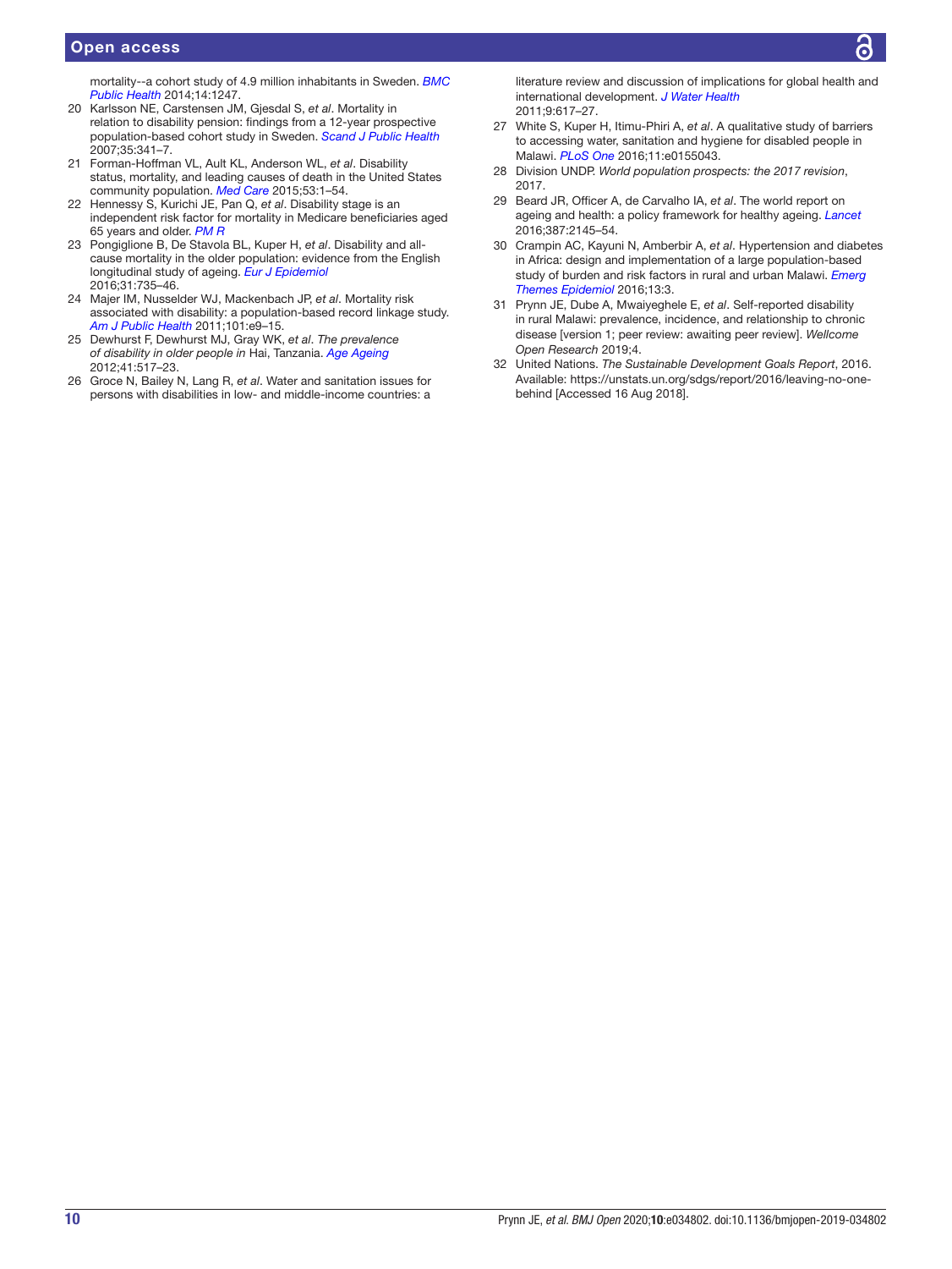mortality--a cohort study of 4.9 million inhabitants in Sweden. *BMC Public Health* 2014;14:1247.

20. Karlsson NE, Carstensen JM, Gjesdal S, *et al*. Mortality in relation to disability pension: findings from a 12-year prospective population-based cohort study in Sweden. *Scand J Public Health* 2007;35:341–7.
21. Forman-Hoffman VL, Ault KL, Anderson WL, *et al*. Disability status, mortality, and leading causes of death in the United States community population. *Med Care* 2015;53:1–54.
22. Hennessy S, Kurichi JE, Pan Q, *et al*. Disability stage is an independent risk factor for mortality in Medicare beneficiaries aged 65 years and older. *PM R*
23. Pongiglione B, De Stavola BL, Kuper H, *et al*. Disability and all-cause mortality in the older population: evidence from the English longitudinal study of ageing. *Eur J Epidemiol* 2016;31:735–46.
24. Majer IM, Nusselder WJ, Mackenbach JP, *et al*. Mortality risk associated with disability: a population-based record linkage study. *Am J Public Health* 2011;101:e9–15.
25. Dewhurst F, Dewhurst MJ, Gray WK, *et al*. *The prevalence of disability in older people in* Hai, Tanzania. *Age Ageing* 2012;41:517–23.
26. Groce N, Bailey N, Lang R, *et al*. Water and sanitation issues for persons with disabilities in low- and middle-income countries: a literature review and discussion of implications for global health and international development. *J Water Health* 2011;9:617–27.
27. White S, Kuper H, Itimu-Phiri A, *et al*. A qualitative study of barriers to accessing water, sanitation and hygiene for disabled people in Malawi. *PLoS One* 2016;11:e0155043.
28. Division UNDP. *World population prospects: the 2017 revision*, 2017.
29. Beard JR, Officer A, de Carvalho IA, *et al*. The world report on ageing and health: a policy framework for healthy ageing. *Lancet* 2016;387:2145–54.
30. Crampin AC, Kayuni N, Amberbir A, *et al*. Hypertension and diabetes in Africa: design and implementation of a large population-based study of burden and risk factors in rural and urban Malawi. *Emerg Themes Epidemiol* 2016;13:3.
31. Prynn JE, Dube A, Mwaiyeghele E, *et al*. Self-reported disability in rural Malawi: prevalence, incidence, and relationship to chronic disease [version 1; peer review: awaiting peer review]. *Wellcome Open Research* 2019;4.
32. United Nations. *The Sustainable Development Goals Report*, 2016. Available: https://unstats.un.org/sdgs/report/2016/leaving-no-one-behind [Accessed 16 Aug 2018].